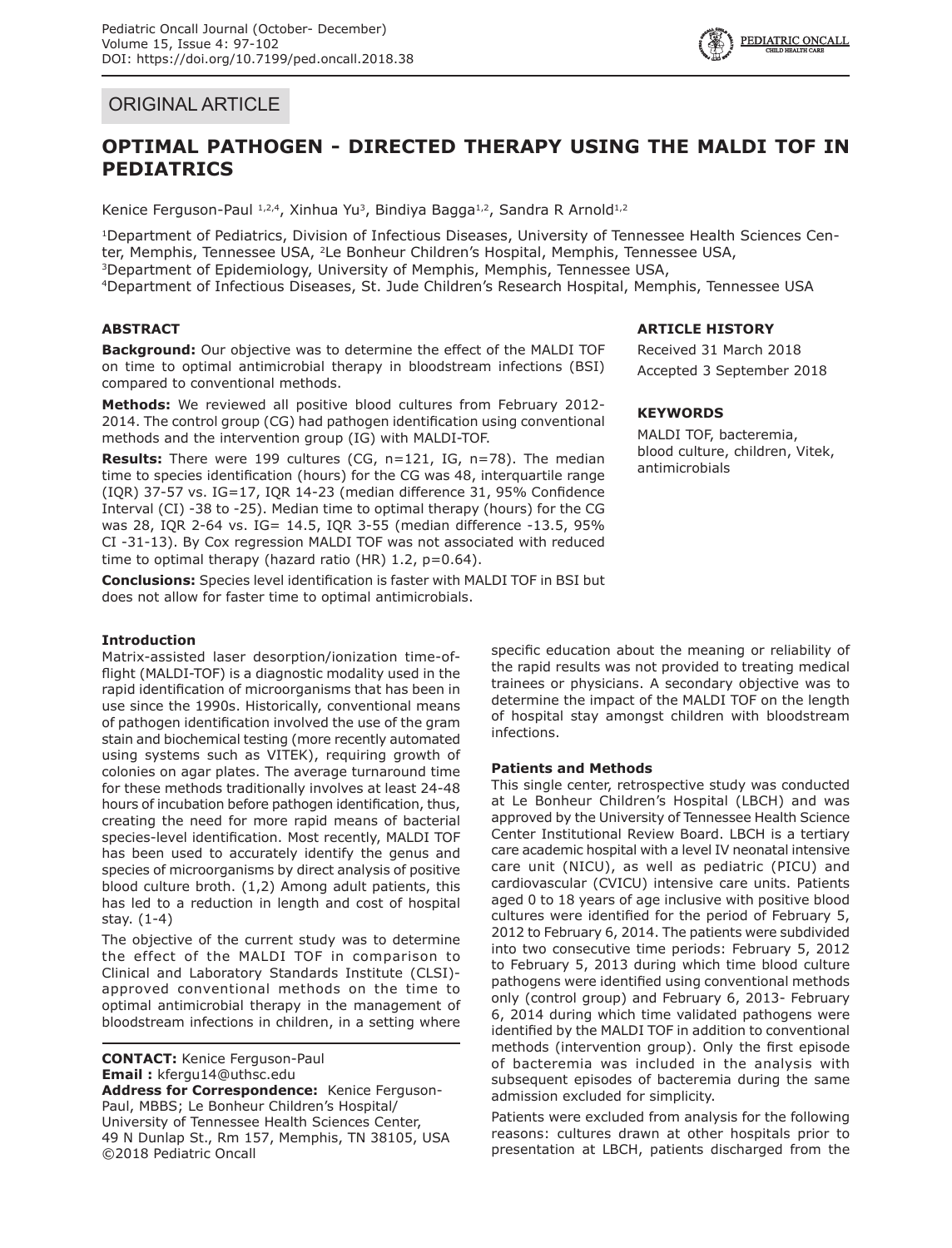ORIGINAL ARTICLE

# OPTIMAL PATHOGEN - DIRECTED THERAPY USING THE MALDI TOF IN PEDIATRICS

Kenice Ferguson-Paul [1,2,4], Xinhua Yu[3], Bindiya Bagga[1,2], Sandra R Arnold[1,2]

[1]Department of Pediatrics, Division of Infectious Diseases, University of Tennessee Health Sciences Center, Memphis, Tennessee USA, [2]Le Bonheur Children's Hospital, Memphis, Tennessee USA, [3]Department of Epidemiology, University of Memphis, Memphis, Tennessee USA, [4]Department of Infectious Diseases, St. Jude Children's Research Hospital, Memphis, Tennessee USA

## ABSTRACT

**Background:** Our objective was to determine the effect of the MALDI TOF on time to optimal antimicrobial therapy in bloodstream infections (BSI) compared to conventional methods.

**Methods:** We reviewed all positive blood cultures from February 2012-2014. The control group (CG) had pathogen identification using conventional methods and the intervention group (IG) with MALDI-TOF.

**Results:** There were 199 cultures (CG, n=121, IG, n=78). The median time to species identification (hours) for the CG was 48, interquartile range (IQR) 37-57 vs. IG=17, IQR 14-23 (median difference 31, 95% Confidence Interval (CI) -38 to -25). Median time to optimal therapy (hours) for the CG was 28, IQR 2-64 vs. IG= 14.5, IQR 3-55 (median difference -13.5, 95% CI -31-13). By Cox regression MALDI TOF was not associated with reduced time to optimal therapy (hazard ratio (HR) 1.2, p=0.64).

**Conclusions:** Species level identification is faster with MALDI TOF in BSI but does not allow for faster time to optimal antimicrobials.

## ARTICLE HISTORY

Received 31 March 2018

Accepted 3 September 2018

## KEYWORDS

MALDI TOF, bacteremia, blood culture, children, Vitek, antimicrobials

### Introduction

Matrix-assisted laser desorption/ionization time-of-flight (MALDI-TOF) is a diagnostic modality used in the rapid identification of microorganisms that has been in use since the 1990s. Historically, conventional means of pathogen identification involved the use of the gram stain and biochemical testing (more recently automated using systems such as VITEK), requiring growth of colonies on agar plates. The average turnaround time for these methods traditionally involves at least 24-48 hours of incubation before pathogen identification, thus, creating the need for more rapid means of bacterial species-level identification. Most recently, MALDI TOF has been used to accurately identify the genus and species of microorganisms by direct analysis of positive blood culture broth. (1,2) Among adult patients, this has led to a reduction in length and cost of hospital stay. (1-4)

The objective of the current study was to determine the effect of the MALDI TOF in comparison to Clinical and Laboratory Standards Institute (CLSI)-approved conventional methods on the time to optimal antimicrobial therapy in the management of bloodstream infections in children, in a setting where specific education about the meaning or reliability of the rapid results was not provided to treating medical trainees or physicians. A secondary objective was to determine the impact of the MALDI TOF on the length of hospital stay amongst children with bloodstream infections.

### Patients and Methods

This single center, retrospective study was conducted at Le Bonheur Children's Hospital (LBCH) and was approved by the University of Tennessee Health Science Center Institutional Review Board. LBCH is a tertiary care academic hospital with a level IV neonatal intensive care unit (NICU), as well as pediatric (PICU) and cardiovascular (CVICU) intensive care units. Patients aged 0 to 18 years of age inclusive with positive blood cultures were identified for the period of February 5, 2012 to February 6, 2014. The patients were subdivided into two consecutive time periods: February 5, 2012 to February 5, 2013 during which time blood culture pathogens were identified using conventional methods only (control group) and February 6, 2013- February 6, 2014 during which time validated pathogens were identified by the MALDI TOF in addition to conventional methods (intervention group). Only the first episode of bacteremia was included in the analysis with subsequent episodes of bacteremia during the same admission excluded for simplicity.

Patients were excluded from analysis for the following reasons: cultures drawn at other hospitals prior to presentation at LBCH, patients discharged from the

**CONTACT:** Kenice Ferguson-Paul
**Email :** kfergu14@uthsc.edu
**Address for Correspondence:** Kenice Ferguson-Paul, MBBS; Le Bonheur Children's Hospital/ University of Tennessee Health Sciences Center, 49 N Dunlap St., Rm 157, Memphis, TN 38105, USA
©2018 Pediatric Oncall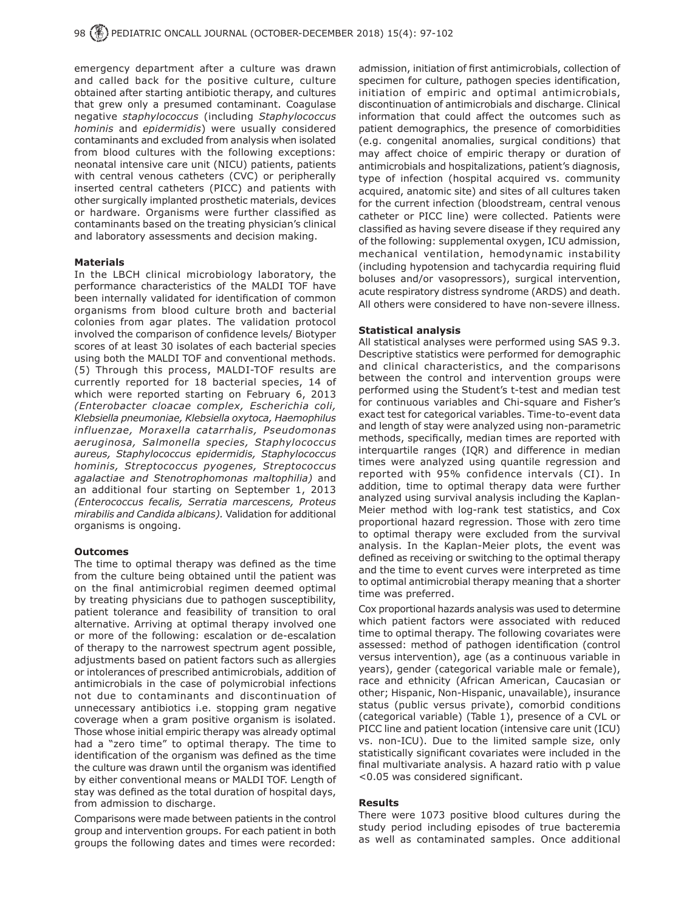emergency department after a culture was drawn and called back for the positive culture, culture obtained after starting antibiotic therapy, and cultures that grew only a presumed contaminant. Coagulase negative *staphylococcus* (including *Staphylococcus hominis* and *epidermidis*) were usually considered contaminants and excluded from analysis when isolated from blood cultures with the following exceptions: neonatal intensive care unit (NICU) patients, patients with central venous catheters (CVC) or peripherally inserted central catheters (PICC) and patients with other surgically implanted prosthetic materials, devices or hardware. Organisms were further classified as contaminants based on the treating physician's clinical and laboratory assessments and decision making.

**Materials**

In the LBCH clinical microbiology laboratory, the performance characteristics of the MALDI TOF have been internally validated for identification of common organisms from blood culture broth and bacterial colonies from agar plates. The validation protocol involved the comparison of confidence levels/ Biotyper scores of at least 30 isolates of each bacterial species using both the MALDI TOF and conventional methods. (5) Through this process, MALDI-TOF results are currently reported for 18 bacterial species, 14 of which were reported starting on February 6, 2013 *(Enterobacter cloacae complex, Escherichia coli, Klebsiella pneumoniae, Klebsiella oxytoca, Haemophilus influenzae, Moraxella catarrhalis, Pseudomonas aeruginosa, Salmonella species, Staphylococcus aureus, Staphylococcus epidermidis, Staphylococcus hominis, Streptococcus pyogenes, Streptococcus agalactiae and Stenotrophomonas maltophilia)* and an additional four starting on September 1, 2013 *(Enterococcus fecalis, Serratia marcescens, Proteus mirabilis and Candida albicans).* Validation for additional organisms is ongoing.

**Outcomes**

The time to optimal therapy was defined as the time from the culture being obtained until the patient was on the final antimicrobial regimen deemed optimal by treating physicians due to pathogen susceptibility, patient tolerance and feasibility of transition to oral alternative. Arriving at optimal therapy involved one or more of the following: escalation or de-escalation of therapy to the narrowest spectrum agent possible, adjustments based on patient factors such as allergies or intolerances of prescribed antimicrobials, addition of antimicrobials in the case of polymicrobial infections not due to contaminants and discontinuation of unnecessary antibiotics i.e. stopping gram negative coverage when a gram positive organism is isolated. Those whose initial empiric therapy was already optimal had a "zero time" to optimal therapy. The time to identification of the organism was defined as the time the culture was drawn until the organism was identified by either conventional means or MALDI TOF. Length of stay was defined as the total duration of hospital days, from admission to discharge.

Comparisons were made between patients in the control group and intervention groups. For each patient in both groups the following dates and times were recorded: admission, initiation of first antimicrobials, collection of specimen for culture, pathogen species identification, initiation of empiric and optimal antimicrobials, discontinuation of antimicrobials and discharge. Clinical information that could affect the outcomes such as patient demographics, the presence of comorbidities (e.g. congenital anomalies, surgical conditions) that may affect choice of empiric therapy or duration of antimicrobials and hospitalizations, patient's diagnosis, type of infection (hospital acquired vs. community acquired, anatomic site) and sites of all cultures taken for the current infection (bloodstream, central venous catheter or PICC line) were collected. Patients were classified as having severe disease if they required any of the following: supplemental oxygen, ICU admission, mechanical ventilation, hemodynamic instability (including hypotension and tachycardia requiring fluid boluses and/or vasopressors), surgical intervention, acute respiratory distress syndrome (ARDS) and death. All others were considered to have non-severe illness.

**Statistical analysis**

All statistical analyses were performed using SAS 9.3. Descriptive statistics were performed for demographic and clinical characteristics, and the comparisons between the control and intervention groups were performed using the Student's t-test and median test for continuous variables and Chi-square and Fisher's exact test for categorical variables. Time-to-event data and length of stay were analyzed using non-parametric methods, specifically, median times are reported with interquartile ranges (IQR) and difference in median times were analyzed using quantile regression and reported with 95% confidence intervals (CI). In addition, time to optimal therapy data were further analyzed using survival analysis including the Kaplan-Meier method with log-rank test statistics, and Cox proportional hazard regression. Those with zero time to optimal therapy were excluded from the survival analysis. In the Kaplan-Meier plots, the event was defined as receiving or switching to the optimal therapy and the time to event curves were interpreted as time to optimal antimicrobial therapy meaning that a shorter time was preferred.

Cox proportional hazards analysis was used to determine which patient factors were associated with reduced time to optimal therapy. The following covariates were assessed: method of pathogen identification (control versus intervention), age (as a continuous variable in years), gender (categorical variable male or female), race and ethnicity (African American, Caucasian or other; Hispanic, Non-Hispanic, unavailable), insurance status (public versus private), comorbid conditions (categorical variable) (Table 1), presence of a CVL or PICC line and patient location (intensive care unit (ICU) vs. non-ICU). Due to the limited sample size, only statistically significant covariates were included in the final multivariate analysis. A hazard ratio with p value $<0.05$ was considered significant.

**Results**

There were 1073 positive blood cultures during the study period including episodes of true bacteremia as well as contaminated samples. Once additional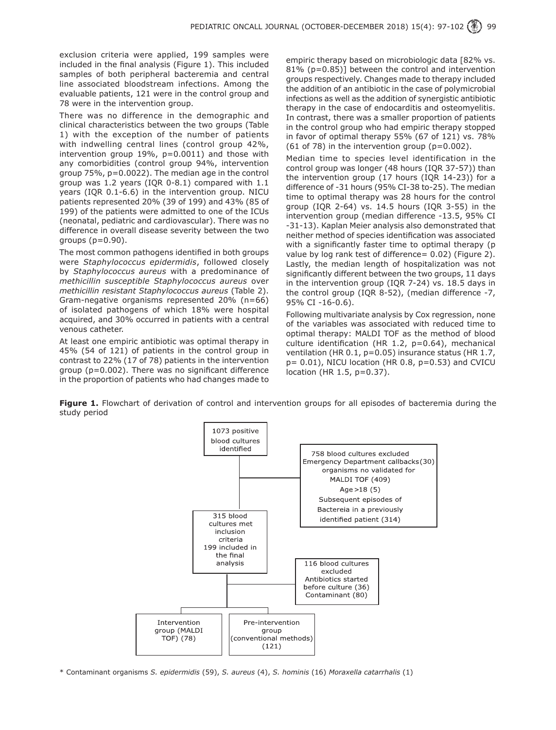exclusion criteria were applied, 199 samples were included in the final analysis (Figure 1). This included samples of both peripheral bacteremia and central line associated bloodstream infections. Among the evaluable patients, 121 were in the control group and 78 were in the intervention group.

There was no difference in the demographic and clinical characteristics between the two groups (Table 1) with the exception of the number of patients with indwelling central lines (control group 42%, intervention group 19%, p=0.0011) and those with any comorbidities (control group 94%, intervention group 75%, p=0.0022). The median age in the control group was 1.2 years (IQR 0-8.1) compared with 1.1 years (IQR 0.1-6.6) in the intervention group. NICU patients represented 20% (39 of 199) and 43% (85 of 199) of the patients were admitted to one of the ICUs (neonatal, pediatric and cardiovascular). There was no difference in overall disease severity between the two groups (p=0.90).

The most common pathogens identified in both groups were *Staphylococcus epidermidis*, followed closely by *Staphylococcus aureus* with a predominance of *methicillin susceptible Staphylococcus aureus* over *methicillin resistant Staphylococcus aureus* (Table 2). Gram-negative organisms represented 20% (n=66) of isolated pathogens of which 18% were hospital acquired, and 30% occurred in patients with a central venous catheter.

At least one empiric antibiotic was optimal therapy in 45% (54 of 121) of patients in the control group in contrast to 22% (17 of 78) patients in the intervention group (p=0.002). There was no significant difference in the proportion of patients who had changes made to empiric therapy based on microbiologic data [82% vs. 81% (p=0.85)] between the control and intervention groups respectively. Changes made to therapy included the addition of an antibiotic in the case of polymicrobial infections as well as the addition of synergistic antibiotic therapy in the case of endocarditis and osteomyelitis. In contrast, there was a smaller proportion of patients in the control group who had empiric therapy stopped in favor of optimal therapy 55% (67 of 121) vs. 78% (61 of 78) in the intervention group (p=0.002).

Median time to species level identification in the control group was longer (48 hours (IQR 37-57)) than the intervention group (17 hours (IQR 14-23)) for a difference of -31 hours (95% CI-38 to-25). The median time to optimal therapy was 28 hours for the control group (IQR 2-64) vs. 14.5 hours (IQR 3-55) in the intervention group (median difference -13.5, 95% CI -31-13). Kaplan Meier analysis also demonstrated that neither method of species identification was associated with a significantly faster time to optimal therapy (p value by log rank test of difference= 0.02) (Figure 2). Lastly, the median length of hospitalization was not significantly different between the two groups, 11 days in the intervention group (IQR 7-24) vs. 18.5 days in the control group (IQR 8-52), (median difference -7, 95% CI -16-0.6).

Following multivariate analysis by Cox regression, none of the variables was associated with reduced time to optimal therapy: MALDI TOF as the method of blood culture identification (HR 1.2, p=0.64), mechanical ventilation (HR 0.1, p=0.05) insurance status (HR 1.7, p= 0.01), NICU location (HR 0.8, p=0.53) and CVICU location (HR 1.5, p=0.37).

**Figure 1.** Flowchart of derivation of control and intervention groups for all episodes of bacteremia during the study period

1073 positive blood cultures identified

758 blood cultures excluded
Emergency Department callbacks (30)
organisms no validated for MALDI TOF (409)
Age >18 (5)
Subsequent episodes of Bactereia in a previously identified patient (314)

315 blood cultures met inclusion criteria
199 included in the final analysis

116 blood cultures excluded
Antibiotics started before culture (36)
Contaminant (80)

Intervention group (MALDI TOF) (78)

Pre-intervention group (conventional methods) (121)

\* Contaminant organisms *S. epidermidis* (59), *S. aureus* (4), *S. hominis* (16) *Moraxella catarrhalis* (1)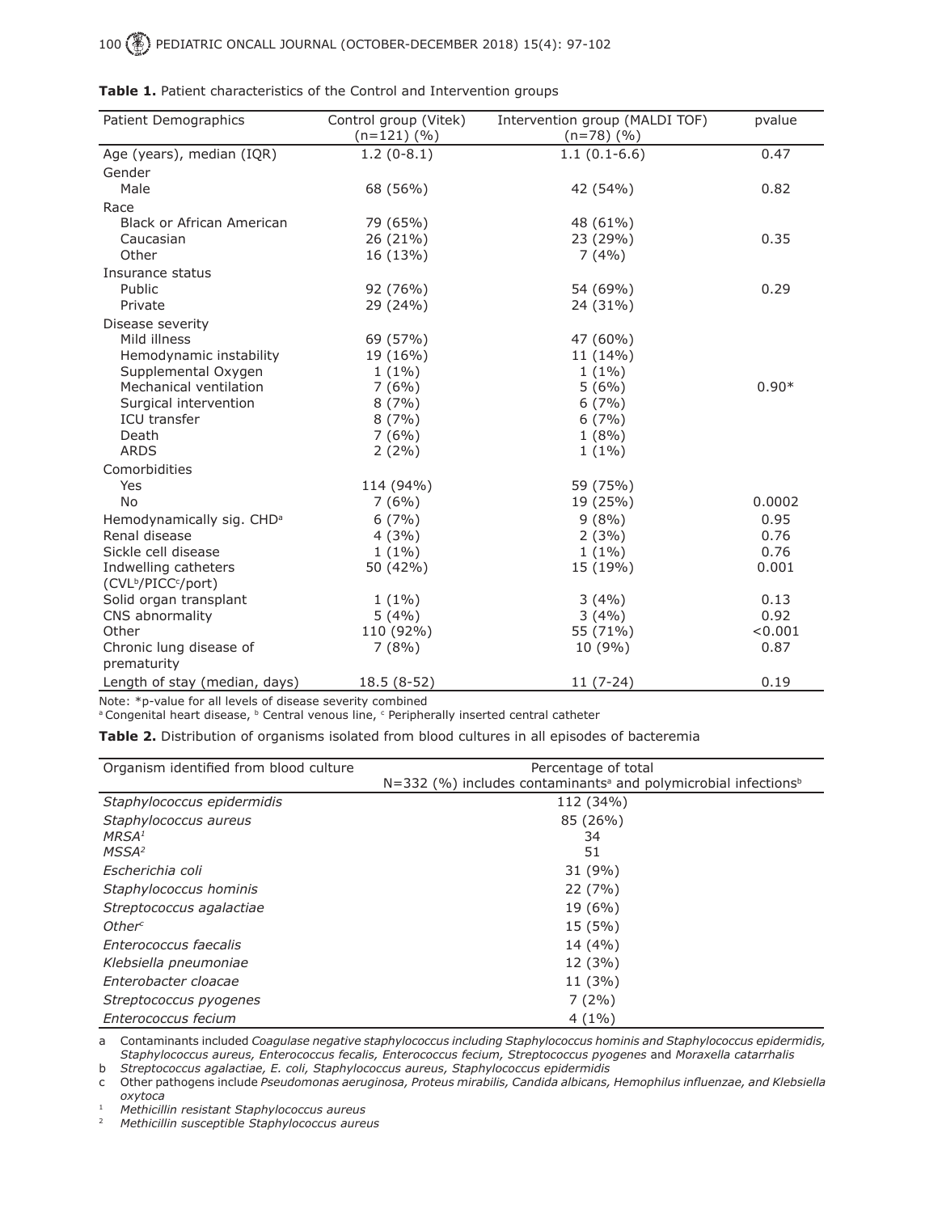**Table 1.** Patient characteristics of the Control and Intervention groups

| Patient Demographics | Control group (Vitek) (n=121) (%) | Intervention group (MALDI TOF) (n=78) (%) | pvalue |
|---|---|---|---|
| Age (years), median (IQR) | 1.2 (0-8.1) | 1.1 (0.1-6.6) | 0.47 |
| Gender | | | |
| Male | 68 (56%) | 42 (54%) | 0.82 |
| Race | | | |
| Black or African American | 79 (65%) | 48 (61%) | |
| Caucasian | 26 (21%) | 23 (29%) | 0.35 |
| Other | 16 (13%) | 7 (4%) | |
| Insurance status | | | |
| Public | 92 (76%) | 54 (69%) | 0.29 |
| Private | 29 (24%) | 24 (31%) | |
| Disease severity | | | |
| Mild illness | 69 (57%) | 47 (60%) | |
| Hemodynamic instability | 19 (16%) | 11 (14%) | |
| Supplemental Oxygen | 1 (1%) | 1 (1%) | |
| Mechanical ventilation | 7 (6%) | 5 (6%) | 0.90* |
| Surgical intervention | 8 (7%) | 6 (7%) | |
| ICU transfer | 8 (7%) | 6 (7%) | |
| Death | 7 (6%) | 1 (8%) | |
| ARDS | 2 (2%) | 1 (1%) | |
| Comorbidities | | | |
| Yes | 114 (94%) | 59 (75%) | |
| No | 7 (6%) | 19 (25%) | 0.0002 |
| Hemodynamically sig. CHD[a] | 6 (7%) | 9 (8%) | 0.95 |
| Renal disease | 4 (3%) | 2 (3%) | 0.76 |
| Sickle cell disease | 1 (1%) | 1 (1%) | 0.76 |
| Indwelling catheters (CVL[b]/PICC[c]/port) | 50 (42%) | 15 (19%) | 0.001 |
| Solid organ transplant | 1 (1%) | 3 (4%) | 0.13 |
| CNS abnormality | 5 (4%) | 3 (4%) | 0.92 |
| Other | 110 (92%) | 55 (71%) | <0.001 |
| Chronic lung disease of prematurity | 7 (8%) | 10 (9%) | 0.87 |
| Length of stay (median, days) | 18.5 (8-52) | 11 (7-24) | 0.19 |

Note: *p-value for all levels of disease severity combined
[a] Congenital heart disease, [b] Central venous line, [c] Peripherally inserted central catheter

**Table 2.** Distribution of organisms isolated from blood cultures in all episodes of bacteremia

| Organism identified from blood culture | Percentage of total N=332 (%) includes contaminants[a] and polymicrobial infections[b] |
|---|---|
| *Staphylococcus epidermidis* | 112 (34%) |
| *Staphylococcus aureus* | 85 (26%) |
| *MRSA*[1] | 34 |
| *MSSA*[2] | 51 |
| *Escherichia coli* | 31 (9%) |
| *Staphylococcus hominis* | 22 (7%) |
| *Streptococcus agalactiae* | 19 (6%) |
| *Other*[c] | 15 (5%) |
| *Enterococcus faecalis* | 14 (4%) |
| *Klebsiella pneumoniae* | 12 (3%) |
| *Enterobacter cloacae* | 11 (3%) |
| *Streptococcus pyogenes* | 7 (2%) |
| *Enterococcus fecium* | 4 (1%) |

a Contaminants included *Coagulase negative staphylococcus including Staphylococcus hominis and Staphylococcus epidermidis, Staphylococcus aureus, Enterococcus fecalis, Enterococcus fecium, Streptococcus pyogenes* and *Moraxella catarrhalis*

b *Streptococcus agalactiae, E. coli, Staphylococcus aureus, Staphylococcus epidermidis*

c Other pathogens include *Pseudomonas aeruginosa, Proteus mirabilis, Candida albicans, Hemophilus influenzae, and Klebsiella oxytoca*

1 *Methicillin resistant Staphylococcus aureus*

2 *Methicillin susceptible Staphylococcus aureus*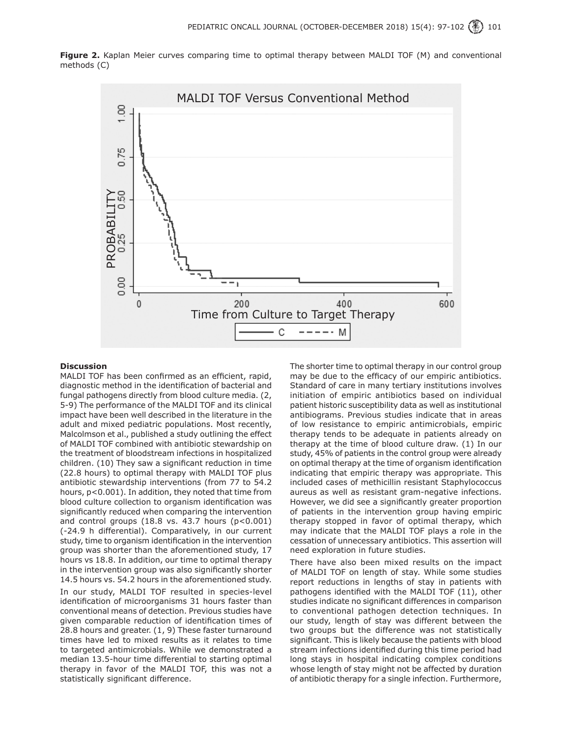**Figure 2.** Kaplan Meier curves comparing time to optimal therapy between MALDI TOF (M) and conventional methods (C)

## Discussion

MALDI TOF has been confirmed as an efficient, rapid, diagnostic method in the identification of bacterial and fungal pathogens directly from blood culture media. (2, 5-9) The performance of the MALDI TOF and its clinical impact have been well described in the literature in the adult and mixed pediatric populations. Most recently, Malcolmson et al., published a study outlining the effect of MALDI TOF combined with antibiotic stewardship on the treatment of bloodstream infections in hospitalized children. (10) They saw a significant reduction in time (22.8 hours) to optimal therapy with MALDI TOF plus antibiotic stewardship interventions (from 77 to 54.2 hours, p<0.001). In addition, they noted that time from blood culture collection to organism identification was significantly reduced when comparing the intervention and control groups (18.8 vs. 43.7 hours (p<0.001) (-24.9 h differential). Comparatively, in our current study, time to organism identification in the intervention group was shorter than the aforementioned study, 17 hours vs 18.8. In addition, our time to optimal therapy in the intervention group was also significantly shorter 14.5 hours vs. 54.2 hours in the aforementioned study.

In our study, MALDI TOF resulted in species-level identification of microorganisms 31 hours faster than conventional means of detection. Previous studies have given comparable reduction of identification times of 28.8 hours and greater. (1, 9) These faster turnaround times have led to mixed results as it relates to time to targeted antimicrobials. While we demonstrated a median 13.5-hour time differential to starting optimal therapy in favor of the MALDI TOF, this was not a statistically significant difference.

The shorter time to optimal therapy in our control group may be due to the efficacy of our empiric antibiotics. Standard of care in many tertiary institutions involves initiation of empiric antibiotics based on individual patient historic susceptibility data as well as institutional antibiograms. Previous studies indicate that in areas of low resistance to empiric antimicrobials, empiric therapy tends to be adequate in patients already on therapy at the time of blood culture draw. (1) In our study, 45% of patients in the control group were already on optimal therapy at the time of organism identification indicating that empiric therapy was appropriate. This included cases of methicillin resistant Staphylococcus aureus as well as resistant gram-negative infections. However, we did see a significantly greater proportion of patients in the intervention group having empiric therapy stopped in favor of optimal therapy, which may indicate that the MALDI TOF plays a role in the cessation of unnecessary antibiotics. This assertion will need exploration in future studies.

There have also been mixed results on the impact of MALDI TOF on length of stay. While some studies report reductions in lengths of stay in patients with pathogens identified with the MALDI TOF (11), other studies indicate no significant differences in comparison to conventional pathogen detection techniques. In our study, length of stay was different between the two groups but the difference was not statistically significant. This is likely because the patients with blood stream infections identified during this time period had long stays in hospital indicating complex conditions whose length of stay might not be affected by duration of antibiotic therapy for a single infection. Furthermore,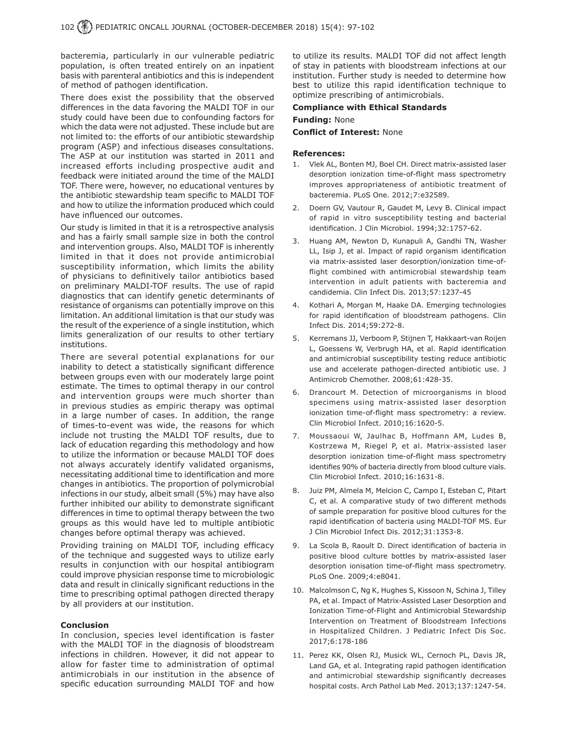bacteremia, particularly in our vulnerable pediatric population, is often treated entirely on an inpatient basis with parenteral antibiotics and this is independent of method of pathogen identification.

There does exist the possibility that the observed differences in the data favoring the MALDI TOF in our study could have been due to confounding factors for which the data were not adjusted. These include but are not limited to: the efforts of our antibiotic stewardship program (ASP) and infectious diseases consultations. The ASP at our institution was started in 2011 and increased efforts including prospective audit and feedback were initiated around the time of the MALDI TOF. There were, however, no educational ventures by the antibiotic stewardship team specific to MALDI TOF and how to utilize the information produced which could have influenced our outcomes.

Our study is limited in that it is a retrospective analysis and has a fairly small sample size in both the control and intervention groups. Also, MALDI TOF is inherently limited in that it does not provide antimicrobial susceptibility information, which limits the ability of physicians to definitively tailor antibiotics based on preliminary MALDI-TOF results. The use of rapid diagnostics that can identify genetic determinants of resistance of organisms can potentially improve on this limitation. An additional limitation is that our study was the result of the experience of a single institution, which limits generalization of our results to other tertiary institutions.

There are several potential explanations for our inability to detect a statistically significant difference between groups even with our moderately large point estimate. The times to optimal therapy in our control and intervention groups were much shorter than in previous studies as empiric therapy was optimal in a large number of cases. In addition, the range of times-to-event was wide, the reasons for which include not trusting the MALDI TOF results, due to lack of education regarding this methodology and how to utilize the information or because MALDI TOF does not always accurately identify validated organisms, necessitating additional time to identification and more changes in antibiotics. The proportion of polymicrobial infections in our study, albeit small (5%) may have also further inhibited our ability to demonstrate significant differences in time to optimal therapy between the two groups as this would have led to multiple antibiotic changes before optimal therapy was achieved.

Providing training on MALDI TOF, including efficacy of the technique and suggested ways to utilize early results in conjunction with our hospital antibiogram could improve physician response time to microbiologic data and result in clinically significant reductions in the time to prescribing optimal pathogen directed therapy by all providers at our institution.

## Conclusion

In conclusion, species level identification is faster with the MALDI TOF in the diagnosis of bloodstream infections in children. However, it did not appear to allow for faster time to administration of optimal antimicrobials in our institution in the absence of specific education surrounding MALDI TOF and how to utilize its results. MALDI TOF did not affect length of stay in patients with bloodstream infections at our institution. Further study is needed to determine how best to utilize this rapid identification technique to optimize prescribing of antimicrobials.

**Compliance with Ethical Standards**

**Funding:** None

**Conflict of Interest:** None

**References:**

1. Vlek AL, Bonten MJ, Boel CH. Direct matrix-assisted laser desorption ionization time-of-flight mass spectrometry improves appropriateness of antibiotic treatment of bacteremia. PLoS One. 2012;7:e32589.
2. Doern GV, Vautour R, Gaudet M, Levy B. Clinical impact of rapid in vitro susceptibility testing and bacterial identification. J Clin Microbiol. 1994;32:1757-62.
3. Huang AM, Newton D, Kunapuli A, Gandhi TN, Washer LL, Isip J, et al. Impact of rapid organism identification via matrix-assisted laser desorption/ionization time-of-flight combined with antimicrobial stewardship team intervention in adult patients with bacteremia and candidemia. Clin Infect Dis. 2013;57:1237-45
4. Kothari A, Morgan M, Haake DA. Emerging technologies for rapid identification of bloodstream pathogens. Clin Infect Dis. 2014;59:272-8.
5. Kerremans JJ, Verboom P, Stijnen T, Hakkaart-van Roijen L, Goessens W, Verbrugh HA, et al. Rapid identification and antimicrobial susceptibility testing reduce antibiotic use and accelerate pathogen-directed antibiotic use. J Antimicrob Chemother. 2008;61:428-35.
6. Drancourt M. Detection of microorganisms in blood specimens using matrix-assisted laser desorption ionization time-of-flight mass spectrometry: a review. Clin Microbiol Infect. 2010;16:1620-5.
7. Moussaoui W, Jaulhac B, Hoffmann AM, Ludes B, Kostrzewa M, Riegel P, et al. Matrix-assisted laser desorption ionization time-of-flight mass spectrometry identifies 90% of bacteria directly from blood culture vials. Clin Microbiol Infect. 2010;16:1631-8.
8. Juiz PM, Almela M, Melcion C, Campo I, Esteban C, Pitart C, et al. A comparative study of two different methods of sample preparation for positive blood cultures for the rapid identification of bacteria using MALDI-TOF MS. Eur J Clin Microbiol Infect Dis. 2012;31:1353-8.
9. La Scola B, Raoult D. Direct identification of bacteria in positive blood culture bottles by matrix-assisted laser desorption ionisation time-of-flight mass spectrometry. PLoS One. 2009;4:e8041.
10. Malcolmson C, Ng K, Hughes S, Kissoon N, Schina J, Tilley PA, et al. Impact of Matrix-Assisted Laser Desorption and Ionization Time-of-Flight and Antimicrobial Stewardship Intervention on Treatment of Bloodstream Infections in Hospitalized Children. J Pediatric Infect Dis Soc. 2017;6:178-186
11. Perez KK, Olsen RJ, Musick WL, Cernoch PL, Davis JR, Land GA, et al. Integrating rapid pathogen identification and antimicrobial stewardship significantly decreases hospital costs. Arch Pathol Lab Med. 2013;137:1247-54.